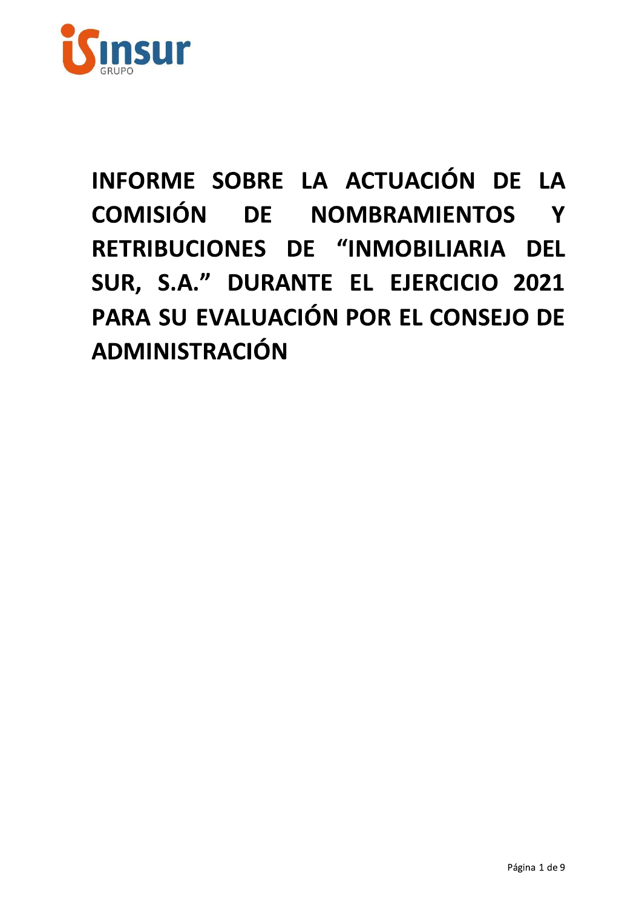# INFORME SOBRE LA ACTUACIÓN DE LA COMISIÓN DE NOMBRAMIENTOS Y RETRIBUCIONES DE "INMOBILIARIA DEL SUR, S.A." DURANTE EL EJERCICIO 2021 PARA SU EVALUACIÓN POR EL CONSEJO DE ADMINISTRACIÓN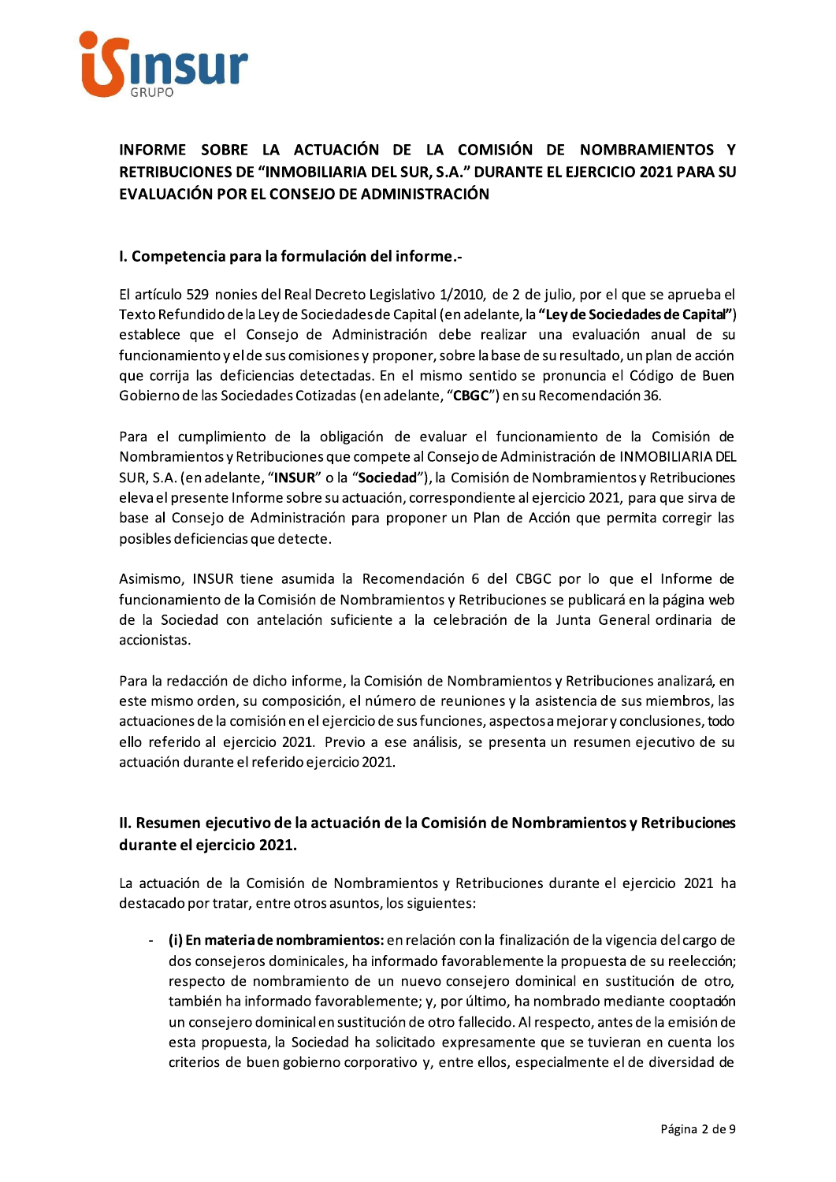# INFORME SOBRE LA ACTUACIÓN DE LA COMISIÓN DE NOMBRAMIENTOS Y RETRIBUCIONES DE "INMOBILIARIA DEL SUR, S.A." DURANTE EL EJERCICIO 2021 PARA SU EVALUACIÓN POR EL CONSEJO DE ADMINISTRACIÓN

## I. Competencia para la formulación del informe.-

El artículo 529 nonies del Real Decreto Legislativo 1/2010, de 2 de julio, por el que se aprueba el Texto Refundido de la Ley de Sociedades de Capital (en adelante, la **"Ley de Sociedades de Capital"**) establece que el Consejo de Administración debe realizar una evaluación anual de su funcionamiento y el de sus comisiones y proponer, sobre la base de su resultado, un plan de acción que corrija las deficiencias detectadas. En el mismo sentido se pronuncia el Código de Buen Gobierno de las Sociedades Cotizadas (en adelante, "**CBGC**") en su Recomendación 36.

Para el cumplimiento de la obligación de evaluar el funcionamiento de la Comisión de Nombramientos y Retribuciones que compete al Consejo de Administración de INMOBILIARIA DEL SUR, S.A. (en adelante, "**INSUR**" o la "**Sociedad**"), la Comisión de Nombramientos y Retribuciones eleva el presente Informe sobre su actuación, correspondiente al ejercicio 2021, para que sirva de base al Consejo de Administración para proponer un Plan de Acción que permita corregir las posibles deficiencias que detecte.

Asimismo, INSUR tiene asumida la Recomendación 6 del CBGC por lo que el Informe de funcionamiento de la Comisión de Nombramientos y Retribuciones se publicará en la página web de la Sociedad con antelación suficiente a la celebración de la Junta General ordinaria de accionistas.

Para la redacción de dicho informe, la Comisión de Nombramientos y Retribuciones analizará, en este mismo orden, su composición, el número de reuniones y la asistencia de sus miembros, las actuaciones de la comisión en el ejercicio de sus funciones, aspectos a mejorar y conclusiones, todo ello referido al ejercicio 2021. Previo a ese análisis, se presenta un resumen ejecutivo de su actuación durante el referido ejercicio 2021.

## II. Resumen ejecutivo de la actuación de la Comisión de Nombramientos y Retribuciones durante el ejercicio 2021.

La actuación de la Comisión de Nombramientos y Retribuciones durante el ejercicio 2021 ha destacado por tratar, entre otros asuntos, los siguientes:

- **(i) En materia de nombramientos:** en relación con la finalización de la vigencia del cargo de dos consejeros dominicales, ha informado favorablemente la propuesta de su reelección; respecto de nombramiento de un nuevo consejero dominical en sustitución de otro, también ha informado favorablemente; y, por último, ha nombrado mediante cooptación un consejero dominical en sustitución de otro fallecido. Al respecto, antes de la emisión de esta propuesta, la Sociedad ha solicitado expresamente que se tuvieran en cuenta los criterios de buen gobierno corporativo y, entre ellos, especialmente el de diversidad de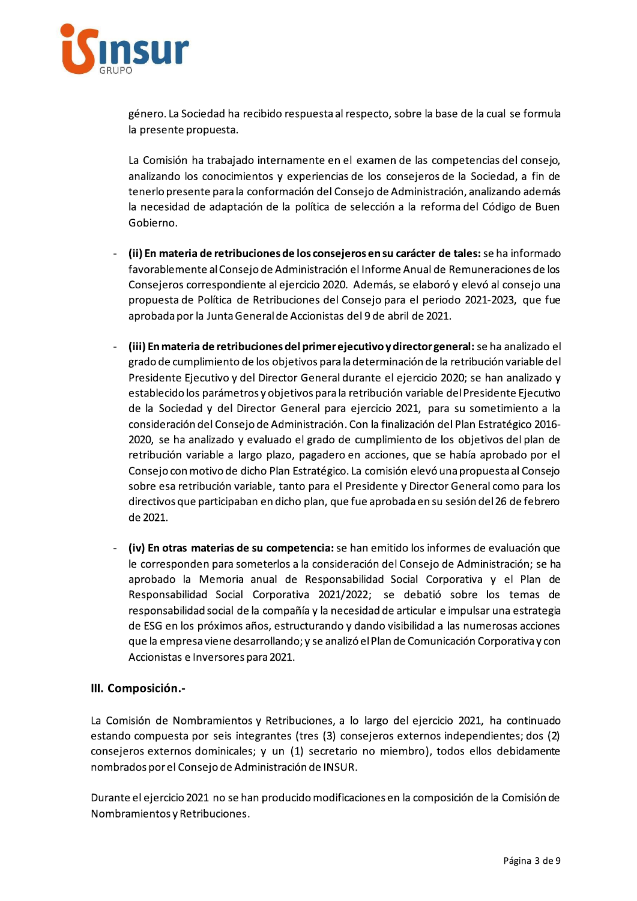género. La Sociedad ha recibido respuesta al respecto, sobre la base de la cual se formula la presente propuesta.

La Comisión ha trabajado internamente en el examen de las competencias del consejo, analizando los conocimientos y experiencias de los consejeros de la Sociedad, a fin de tenerlo presente para la conformación del Consejo de Administración, analizando además la necesidad de adaptación de la política de selección a la reforma del Código de Buen Gobierno.

- **(ii) En materia de retribuciones de los consejeros en su carácter de tales:** se ha informado favorablemente al Consejo de Administración el Informe Anual de Remuneraciones de los Consejeros correspondiente al ejercicio 2020. Además, se elaboró y elevó al consejo una propuesta de Política de Retribuciones del Consejo para el periodo 2021-2023, que fue aprobada por la Junta General de Accionistas del 9 de abril de 2021.

- **(iii) En materia de retribuciones del primer ejecutivo y director general:** se ha analizado el grado de cumplimiento de los objetivos para la determinación de la retribución variable del Presidente Ejecutivo y del Director General durante el ejercicio 2020; se han analizado y establecido los parámetros y objetivos para la retribución variable del Presidente Ejecutivo de la Sociedad y del Director General para ejercicio 2021, para su sometimiento a la consideración del Consejo de Administración. Con la finalización del Plan Estratégico 2016-2020, se ha analizado y evaluado el grado de cumplimiento de los objetivos del plan de retribución variable a largo plazo, pagadero en acciones, que se había aprobado por el Consejo con motivo de dicho Plan Estratégico. La comisión elevó una propuesta al Consejo sobre esa retribución variable, tanto para el Presidente y Director General como para los directivos que participaban en dicho plan, que fue aprobada en su sesión del 26 de febrero de 2021.

- **(iv) En otras materias de su competencia:** se han emitido los informes de evaluación que le corresponden para someterlos a la consideración del Consejo de Administración; se ha aprobado la Memoria anual de Responsabilidad Social Corporativa y el Plan de Responsabilidad Social Corporativa 2021/2022; se debatió sobre los temas de responsabilidad social de la compañía y la necesidad de articular e impulsar una estrategia de ESG en los próximos años, estructurando y dando visibilidad a las numerosas acciones que la empresa viene desarrollando; y se analizó el Plan de Comunicación Corporativa y con Accionistas e Inversores para 2021.

## III. Composición.-

La Comisión de Nombramientos y Retribuciones, a lo largo del ejercicio 2021, ha continuado estando compuesta por seis integrantes (tres (3) consejeros externos independientes; dos (2) consejeros externos dominicales; y un (1) secretario no miembro), todos ellos debidamente nombrados por el Consejo de Administración de INSUR.

Durante el ejercicio 2021 no se han producido modificaciones en la composición de la Comisión de Nombramientos y Retribuciones.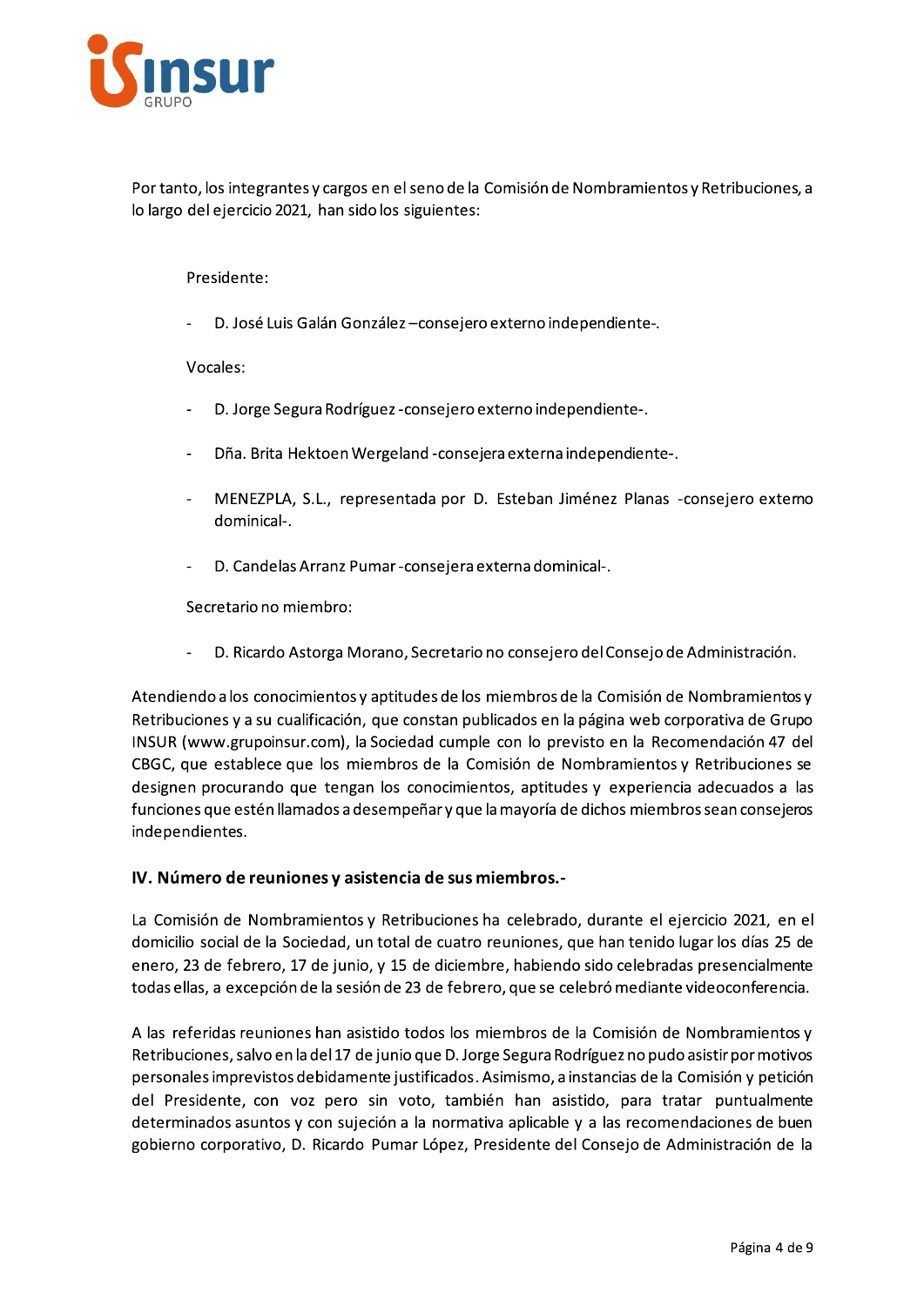Por tanto, los integrantes y cargos en el seno de la Comisión de Nombramientos y Retribuciones, a lo largo del ejercicio 2021, han sido los siguientes:

Presidente:

- D. José Luis Galán González –consejero externo independiente-.

Vocales:

- D. Jorge Segura Rodríguez -consejero externo independiente-.
- Dña. Brita Hektoen Wergeland -consejera externa independiente-.
- MENEZPLA, S.L., representada por D. Esteban Jiménez Planas -consejero externo dominical-.
- D. Candelas Arranz Pumar -consejera externa dominical-.

Secretario no miembro:

- D. Ricardo Astorga Morano, Secretario no consejero del Consejo de Administración.

Atendiendo a los conocimientos y aptitudes de los miembros de la Comisión de Nombramientos y Retribuciones y a su cualificación, que constan publicados en la página web corporativa de Grupo INSUR (www.grupoinsur.com), la Sociedad cumple con lo previsto en la Recomendación 47 del CBGC, que establece que los miembros de la Comisión de Nombramientos y Retribuciones se designen procurando que tengan los conocimientos, aptitudes y experiencia adecuados a las funciones que estén llamados a desempeñar y que la mayoría de dichos miembros sean consejeros independientes.

## IV. Número de reuniones y asistencia de sus miembros.-

La Comisión de Nombramientos y Retribuciones ha celebrado, durante el ejercicio 2021, en el domicilio social de la Sociedad, un total de cuatro reuniones, que han tenido lugar los días 25 de enero, 23 de febrero, 17 de junio, y 15 de diciembre, habiendo sido celebradas presencialmente todas ellas, a excepción de la sesión de 23 de febrero, que se celebró mediante videoconferencia.

A las referidas reuniones han asistido todos los miembros de la Comisión de Nombramientos y Retribuciones, salvo en la del 17 de junio que D. Jorge Segura Rodríguez no pudo asistir por motivos personales imprevistos debidamente justificados. Asimismo, a instancias de la Comisión y petición del Presidente, con voz pero sin voto, también han asistido, para tratar puntualmente determinados asuntos y con sujeción a la normativa aplicable y a las recomendaciones de buen gobierno corporativo, D. Ricardo Pumar López, Presidente del Consejo de Administración de la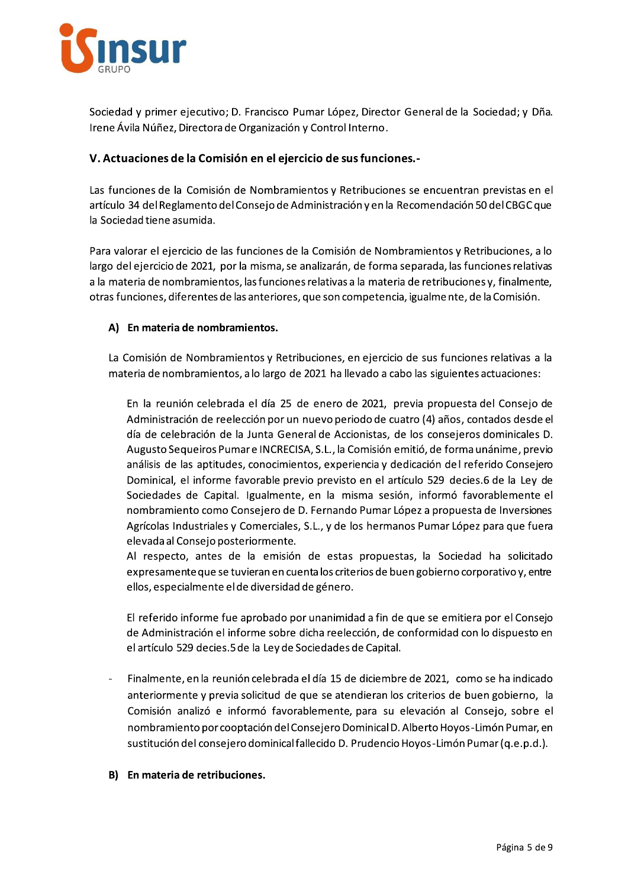Sociedad y primer ejecutivo; D. Francisco Pumar López, Director General de la Sociedad; y Dña. Irene Ávila Núñez, Directora de Organización y Control Interno.

## V. Actuaciones de la Comisión en el ejercicio de sus funciones.-

Las funciones de la Comisión de Nombramientos y Retribuciones se encuentran previstas en el artículo 34 del Reglamento del Consejo de Administración y en la Recomendación 50 del CBGC que la Sociedad tiene asumida.

Para valorar el ejercicio de las funciones de la Comisión de Nombramientos y Retribuciones, a lo largo del ejercicio de 2021, por la misma, se analizarán, de forma separada, las funciones relativas a la materia de nombramientos, las funciones relativas a la materia de retribuciones y, finalmente, otras funciones, diferentes de las anteriores, que son competencia, igualmente, de la Comisión.

### A) En materia de nombramientos.

La Comisión de Nombramientos y Retribuciones, en ejercicio de sus funciones relativas a la materia de nombramientos, a lo largo de 2021 ha llevado a cabo las siguientes actuaciones:

En la reunión celebrada el día 25 de enero de 2021, previa propuesta del Consejo de Administración de reelección por un nuevo periodo de cuatro (4) años, contados desde el día de celebración de la Junta General de Accionistas, de los consejeros dominicales D. Augusto Sequeiros Pumar e INCRECISA, S.L., la Comisión emitió, de forma unánime, previo análisis de las aptitudes, conocimientos, experiencia y dedicación del referido Consejero Dominical, el informe favorable previo previsto en el artículo 529 decies.6 de la Ley de Sociedades de Capital. Igualmente, en la misma sesión, informó favorablemente el nombramiento como Consejero de D. Fernando Pumar López a propuesta de Inversiones Agrícolas Industriales y Comerciales, S.L., y de los hermanos Pumar López para que fuera elevada al Consejo posteriormente.
Al respecto, antes de la emisión de estas propuestas, la Sociedad ha solicitado expresamente que se tuvieran en cuenta los criterios de buen gobierno corporativo y, entre ellos, especialmente el de diversidad de género.

El referido informe fue aprobado por unanimidad a fin de que se emitiera por el Consejo de Administración el informe sobre dicha reelección, de conformidad con lo dispuesto en el artículo 529 decies.5 de la Ley de Sociedades de Capital.

- Finalmente, en la reunión celebrada el día 15 de diciembre de 2021, como se ha indicado anteriormente y previa solicitud de que se atendieran los criterios de buen gobierno, la Comisión analizó e informó favorablemente, para su elevación al Consejo, sobre el nombramiento por cooptación del Consejero Dominical D. Alberto Hoyos-Limón Pumar, en sustitución del consejero dominical fallecido D. Prudencio Hoyos-Limón Pumar (q.e.p.d.).

### B) En materia de retribuciones.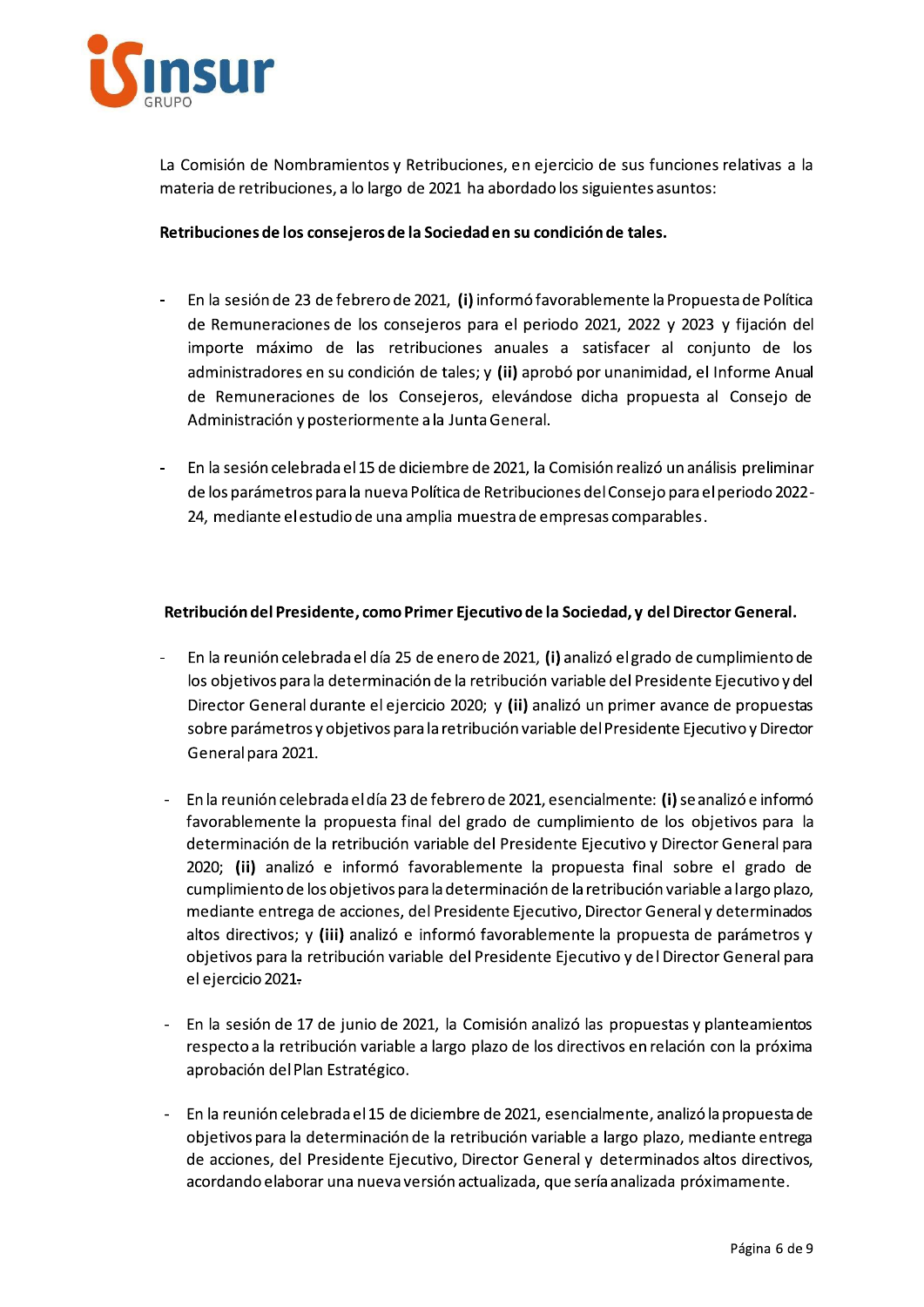La Comisión de Nombramientos y Retribuciones, en ejercicio de sus funciones relativas a la materia de retribuciones, a lo largo de 2021 ha abordado los siguientes asuntos:

**Retribuciones de los consejeros de la Sociedad en su condición de tales.**

- En la sesión de 23 de febrero de 2021, **(i)** informó favorablemente la Propuesta de Política de Remuneraciones de los consejeros para el periodo 2021, 2022 y 2023 y fijación del importe máximo de las retribuciones anuales a satisfacer al conjunto de los administradores en su condición de tales; y **(ii)** aprobó por unanimidad, el Informe Anual de Remuneraciones de los Consejeros, elevándose dicha propuesta al Consejo de Administración y posteriormente a la Junta General.

- En la sesión celebrada el 15 de diciembre de 2021, la Comisión realizó un análisis preliminar de los parámetros para la nueva Política de Retribuciones del Consejo para el periodo 2022-24, mediante el estudio de una amplia muestra de empresas comparables.

**Retribución del Presidente, como Primer Ejecutivo de la Sociedad, y del Director General.**

- En la reunión celebrada el día 25 de enero de 2021, **(i)** analizó el grado de cumplimiento de los objetivos para la determinación de la retribución variable del Presidente Ejecutivo y del Director General durante el ejercicio 2020; y **(ii)** analizó un primer avance de propuestas sobre parámetros y objetivos para la retribución variable del Presidente Ejecutivo y Director General para 2021.

- En la reunión celebrada el día 23 de febrero de 2021, esencialmente: **(i)** se analizó e informó favorablemente la propuesta final del grado de cumplimiento de los objetivos para la determinación de la retribución variable del Presidente Ejecutivo y Director General para 2020; **(ii)** analizó e informó favorablemente la propuesta final sobre el grado de cumplimiento de los objetivos para la determinación de la retribución variable a largo plazo, mediante entrega de acciones, del Presidente Ejecutivo, Director General y determinados altos directivos; y **(iii)** analizó e informó favorablemente la propuesta de parámetros y objetivos para la retribución variable del Presidente Ejecutivo y del Director General para el ejercicio 2021.

- En la sesión de 17 de junio de 2021, la Comisión analizó las propuestas y planteamientos respecto a la retribución variable a largo plazo de los directivos en relación con la próxima aprobación del Plan Estratégico.

- En la reunión celebrada el 15 de diciembre de 2021, esencialmente, analizó la propuesta de objetivos para la determinación de la retribución variable a largo plazo, mediante entrega de acciones, del Presidente Ejecutivo, Director General y determinados altos directivos, acordando elaborar una nueva versión actualizada, que sería analizada próximamente.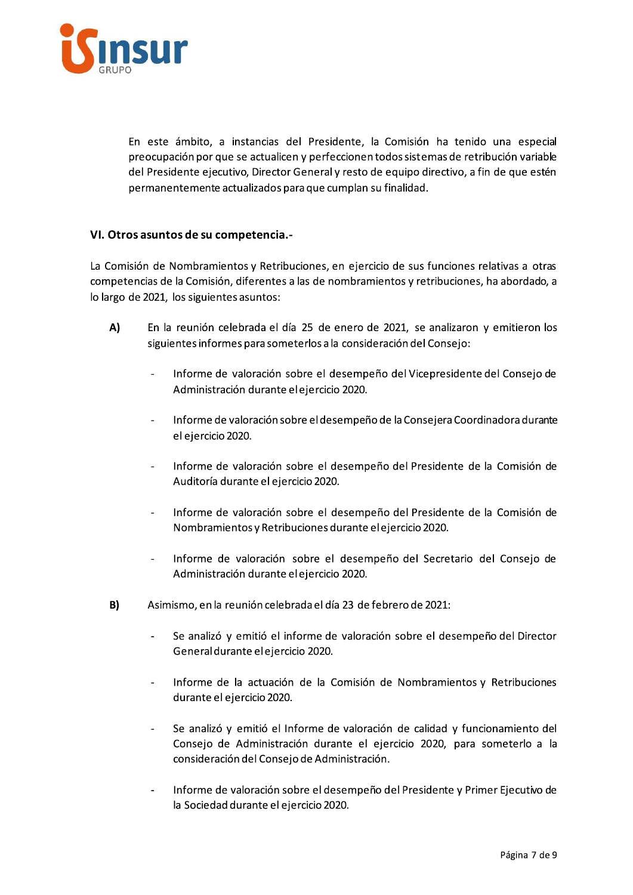En este ámbito, a instancias del Presidente, la Comisión ha tenido una especial preocupación por que se actualicen y perfeccionen todos sistemas de retribución variable del Presidente ejecutivo, Director General y resto de equipo directivo, a fin de que estén permanentemente actualizados para que cumplan su finalidad.

## VI. Otros asuntos de su competencia.-

La Comisión de Nombramientos y Retribuciones, en ejercicio de sus funciones relativas a otras competencias de la Comisión, diferentes a las de nombramientos y retribuciones, ha abordado, a lo largo de 2021, los siguientes asuntos:

**A)** En la reunión celebrada el día 25 de enero de 2021, se analizaron y emitieron los siguientes informes para someterlos a la consideración del Consejo:

- Informe de valoración sobre el desempeño del Vicepresidente del Consejo de Administración durante el ejercicio 2020.
- Informe de valoración sobre el desempeño de la Consejera Coordinadora durante el ejercicio 2020.
- Informe de valoración sobre el desempeño del Presidente de la Comisión de Auditoría durante el ejercicio 2020.
- Informe de valoración sobre el desempeño del Presidente de la Comisión de Nombramientos y Retribuciones durante el ejercicio 2020.
- Informe de valoración sobre el desempeño del Secretario del Consejo de Administración durante el ejercicio 2020.

**B)** Asimismo, en la reunión celebrada el día 23 de febrero de 2021:

- Se analizó y emitió el informe de valoración sobre el desempeño del Director General durante el ejercicio 2020.
- Informe de la actuación de la Comisión de Nombramientos y Retribuciones durante el ejercicio 2020.
- Se analizó y emitió el Informe de valoración de calidad y funcionamiento del Consejo de Administración durante el ejercicio 2020, para someterlo a la consideración del Consejo de Administración.
- Informe de valoración sobre el desempeño del Presidente y Primer Ejecutivo de la Sociedad durante el ejercicio 2020.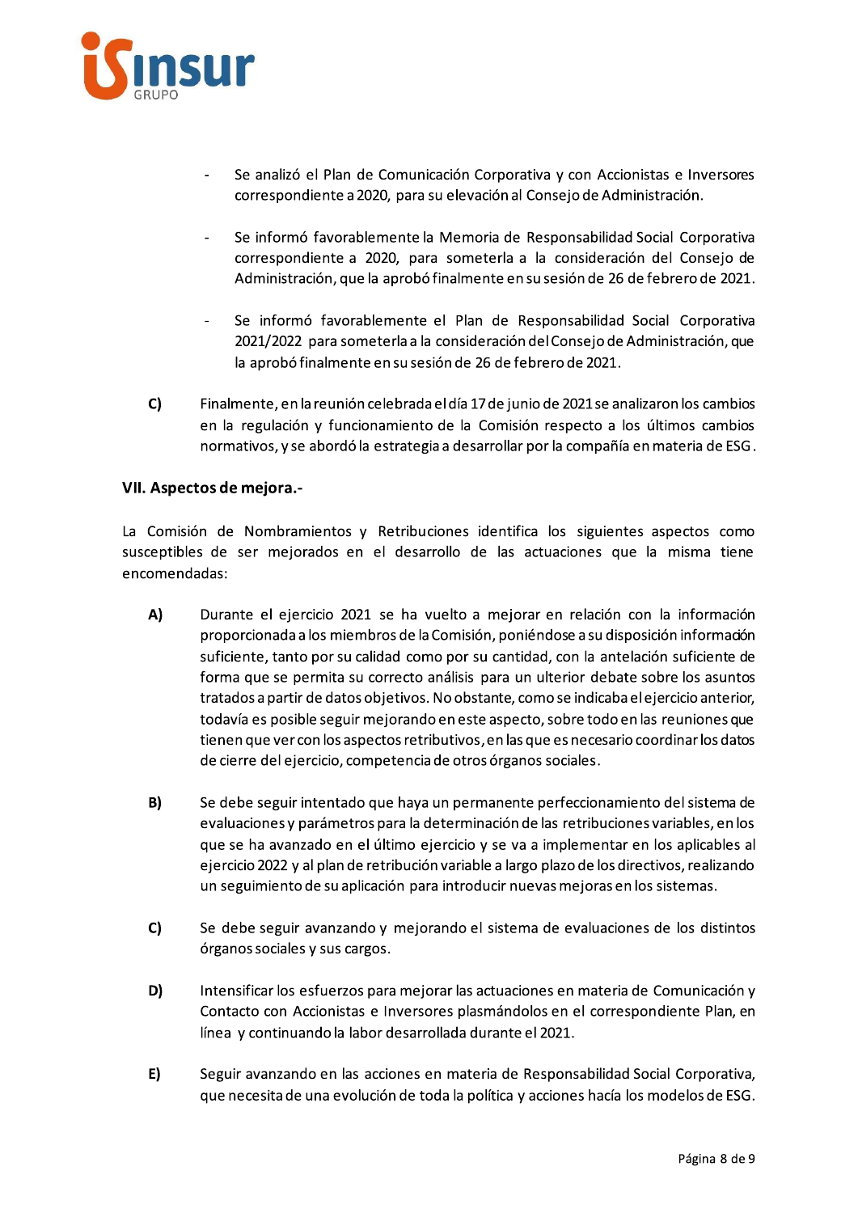- Se analizó el Plan de Comunicación Corporativa y con Accionistas e Inversores correspondiente a 2020, para su elevación al Consejo de Administración.

- Se informó favorablemente la Memoria de Responsabilidad Social Corporativa correspondiente a 2020, para someterla a la consideración del Consejo de Administración, que la aprobó finalmente en su sesión de 26 de febrero de 2021.

- Se informó favorablemente el Plan de Responsabilidad Social Corporativa 2021/2022 para someterla a la consideración del Consejo de Administración, que la aprobó finalmente en su sesión de 26 de febrero de 2021.

**C)** Finalmente, en la reunión celebrada el día 17 de junio de 2021 se analizaron los cambios en la regulación y funcionamiento de la Comisión respecto a los últimos cambios normativos, y se abordó la estrategia a desarrollar por la compañía en materia de ESG.

### VII. Aspectos de mejora.-

La Comisión de Nombramientos y Retribuciones identifica los siguientes aspectos como susceptibles de ser mejorados en el desarrollo de las actuaciones que la misma tiene encomendadas:

**A)** Durante el ejercicio 2021 se ha vuelto a mejorar en relación con la información proporcionada a los miembros de la Comisión, poniéndose a su disposición información suficiente, tanto por su calidad como por su cantidad, con la antelación suficiente de forma que se permita su correcto análisis para un ulterior debate sobre los asuntos tratados a partir de datos objetivos. No obstante, como se indicaba el ejercicio anterior, todavía es posible seguir mejorando en este aspecto, sobre todo en las reuniones que tienen que ver con los aspectos retributivos, en las que es necesario coordinar los datos de cierre del ejercicio, competencia de otros órganos sociales.

**B)** Se debe seguir intentado que haya un permanente perfeccionamiento del sistema de evaluaciones y parámetros para la determinación de las retribuciones variables, en los que se ha avanzado en el último ejercicio y se va a implementar en los aplicables al ejercicio 2022 y al plan de retribución variable a largo plazo de los directivos, realizando un seguimiento de su aplicación para introducir nuevas mejoras en los sistemas.

**C)** Se debe seguir avanzando y mejorando el sistema de evaluaciones de los distintos órganos sociales y sus cargos.

**D)** Intensificar los esfuerzos para mejorar las actuaciones en materia de Comunicación y Contacto con Accionistas e Inversores plasmándolos en el correspondiente Plan, en línea y continuando la labor desarrollada durante el 2021.

**E)** Seguir avanzando en las acciones en materia de Responsabilidad Social Corporativa, que necesita de una evolución de toda la política y acciones hacía los modelos de ESG.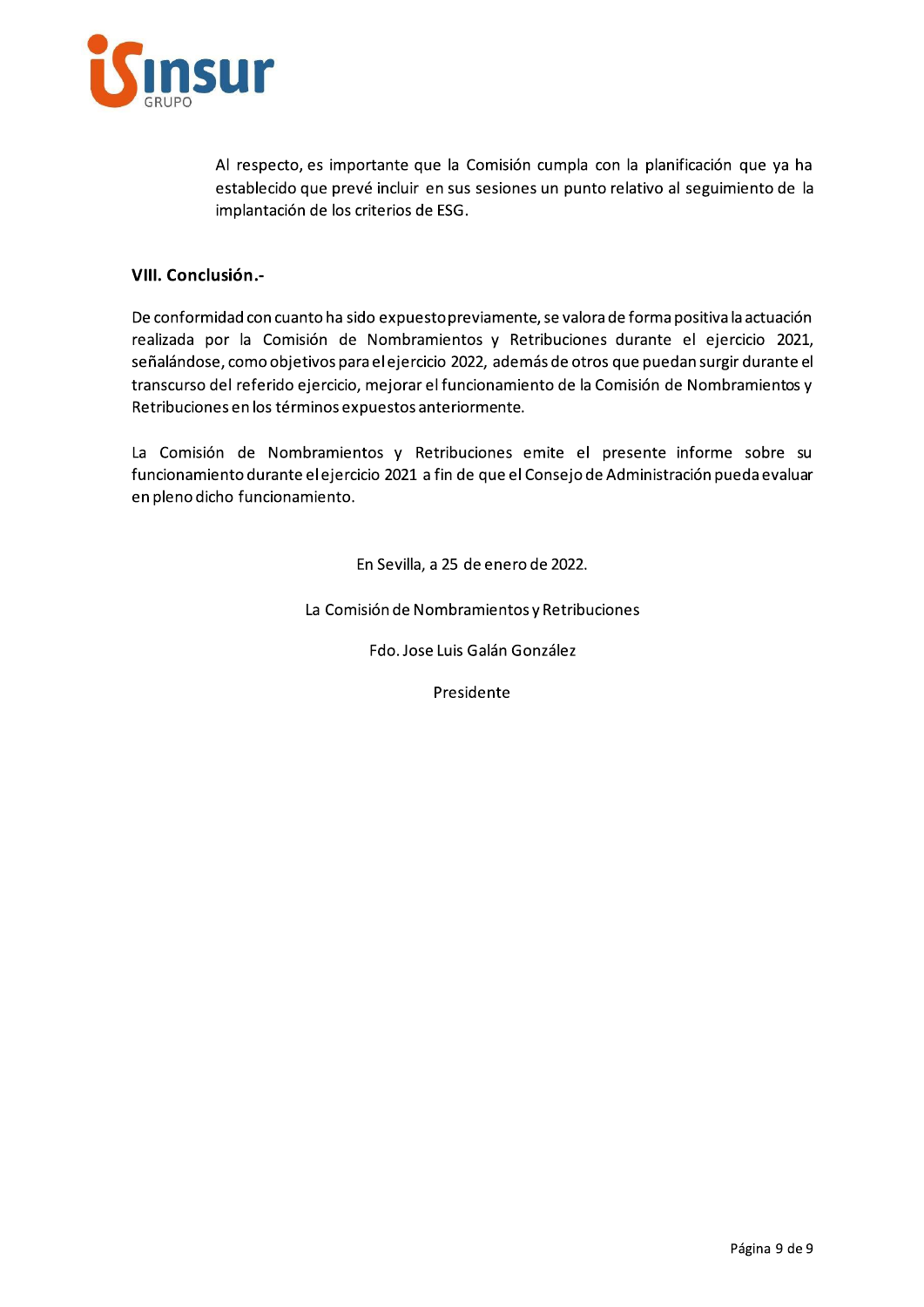Al respecto, es importante que la Comisión cumpla con la planificación que ya ha establecido que prevé incluir en sus sesiones un punto relativo al seguimiento de la implantación de los criterios de ESG.

### VIII. Conclusión.-

De conformidad con cuanto ha sido expuesto previamente, se valora de forma positiva la actuación realizada por la Comisión de Nombramientos y Retribuciones durante el ejercicio 2021, señalándose, como objetivos para el ejercicio 2022, además de otros que puedan surgir durante el transcurso del referido ejercicio, mejorar el funcionamiento de la Comisión de Nombramientos y Retribuciones en los términos expuestos anteriormente.

La Comisión de Nombramientos y Retribuciones emite el presente informe sobre su funcionamiento durante el ejercicio 2021 a fin de que el Consejo de Administración pueda evaluar en pleno dicho funcionamiento.

En Sevilla, a 25 de enero de 2022.

La Comisión de Nombramientos y Retribuciones

Fdo. Jose Luis Galán González

Presidente